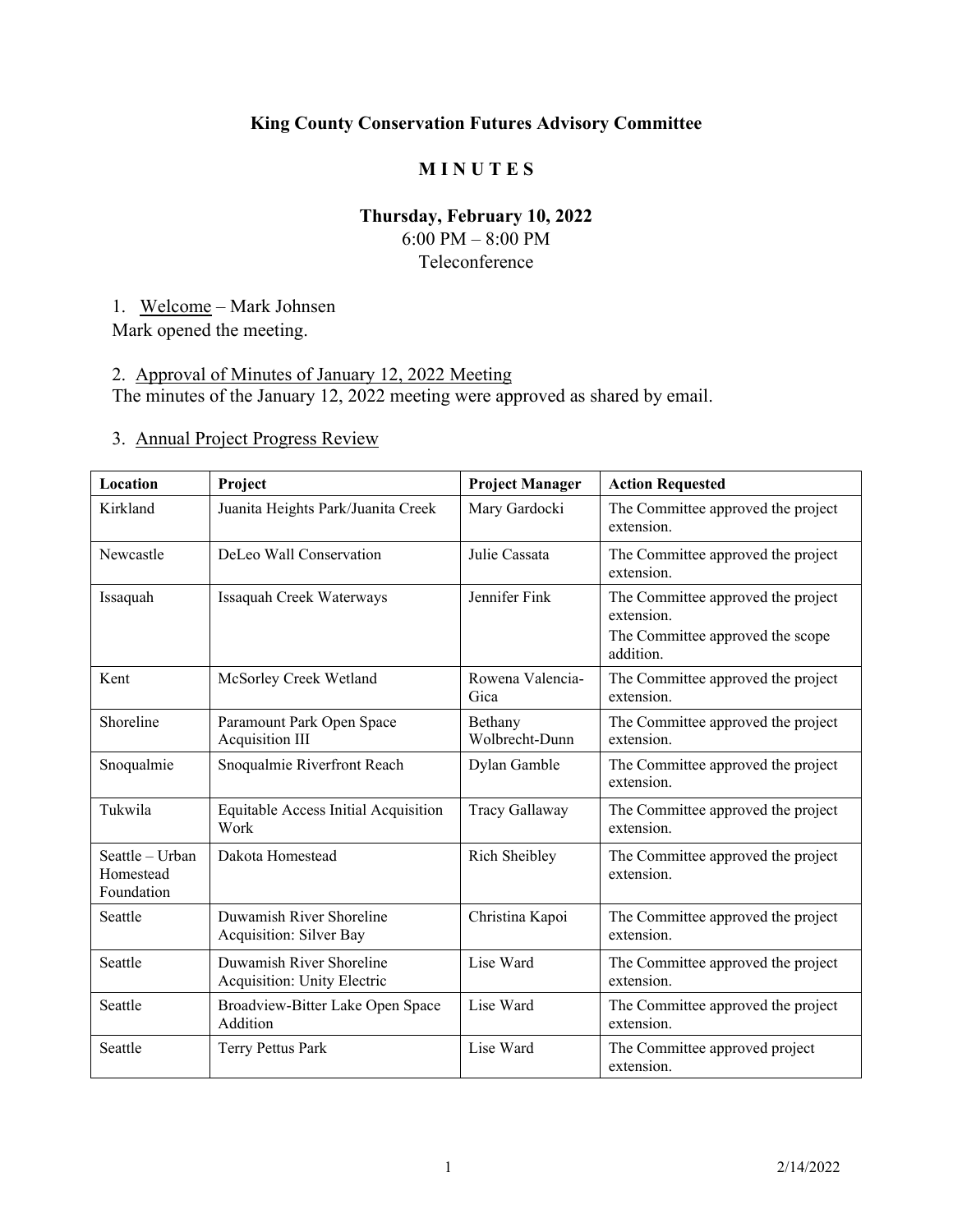# King County Conservation Futures Advisory Committee

## M I N U T E S

### Thursday, February 10, 2022

6:00 PM – 8:00 PM
Teleconference

1. Welcome – Mark Johnsen

Mark opened the meeting.

2. Approval of Minutes of January 12, 2022 Meeting

The minutes of the January 12, 2022 meeting were approved as shared by email.

3. Annual Project Progress Review

| Location | Project | Project Manager | Action Requested |
|---|---|---|---|
| Kirkland | Juanita Heights Park/Juanita Creek | Mary Gardocki | The Committee approved the project extension. |
| Newcastle | DeLeo Wall Conservation | Julie Cassata | The Committee approved the project extension. |
| Issaquah | Issaquah Creek Waterways | Jennifer Fink | The Committee approved the project extension.<br>The Committee approved the scope addition. |
| Kent | McSorley Creek Wetland | Rowena Valencia-Gica | The Committee approved the project extension. |
| Shoreline | Paramount Park Open Space Acquisition III | Bethany Wolbrecht-Dunn | The Committee approved the project extension. |
| Snoqualmie | Snoqualmie Riverfront Reach | Dylan Gamble | The Committee approved the project extension. |
| Tukwila | Equitable Access Initial Acquisition Work | Tracy Gallaway | The Committee approved the project extension. |
| Seattle – Urban Homestead Foundation | Dakota Homestead | Rich Sheibley | The Committee approved the project extension. |
| Seattle | Duwamish River Shoreline Acquisition: Silver Bay | Christina Kapoi | The Committee approved the project extension. |
| Seattle | Duwamish River Shoreline Acquisition: Unity Electric | Lise Ward | The Committee approved the project extension. |
| Seattle | Broadview-Bitter Lake Open Space Addition | Lise Ward | The Committee approved the project extension. |
| Seattle | Terry Pettus Park | Lise Ward | The Committee approved project extension. |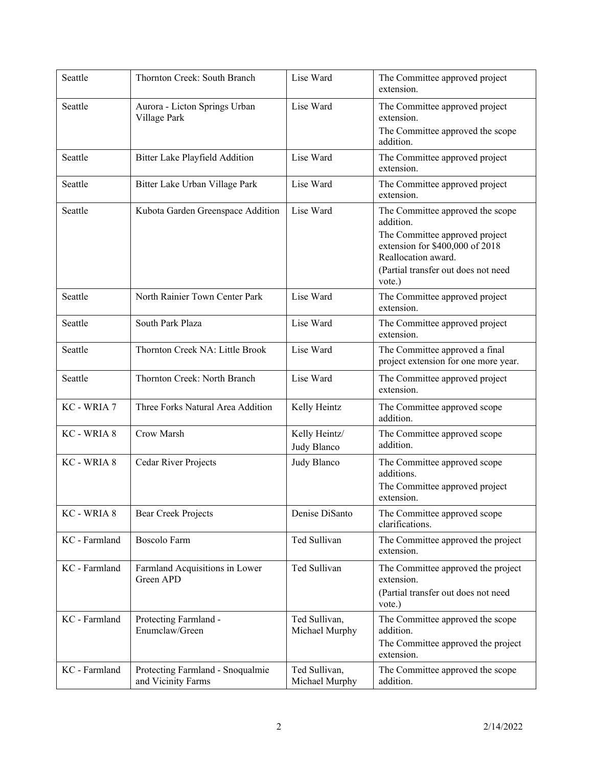| | | | |
|---|---|---|---|
| Seattle | Thornton Creek: South Branch | Lise Ward | The Committee approved project extension. |
| Seattle | Aurora - Licton Springs Urban Village Park | Lise Ward | The Committee approved project extension.<br>The Committee approved the scope addition. |
| Seattle | Bitter Lake Playfield Addition | Lise Ward | The Committee approved project extension. |
| Seattle | Bitter Lake Urban Village Park | Lise Ward | The Committee approved project extension. |
| Seattle | Kubota Garden Greenspace Addition | Lise Ward | The Committee approved the scope addition.<br>The Committee approved project extension for $400,000 of 2018 Reallocation award.<br>(Partial transfer out does not need vote.) |
| Seattle | North Rainier Town Center Park | Lise Ward | The Committee approved project extension. |
| Seattle | South Park Plaza | Lise Ward | The Committee approved project extension. |
| Seattle | Thornton Creek NA: Little Brook | Lise Ward | The Committee approved a final project extension for one more year. |
| Seattle | Thornton Creek: North Branch | Lise Ward | The Committee approved project extension. |
| KC - WRIA 7 | Three Forks Natural Area Addition | Kelly Heintz | The Committee approved scope addition. |
| KC - WRIA 8 | Crow Marsh | Kelly Heintz/ Judy Blanco | The Committee approved scope addition. |
| KC - WRIA 8 | Cedar River Projects | Judy Blanco | The Committee approved scope additions.<br>The Committee approved project extension. |
| KC - WRIA 8 | Bear Creek Projects | Denise DiSanto | The Committee approved scope clarifications. |
| KC - Farmland | Boscolo Farm | Ted Sullivan | The Committee approved the project extension. |
| KC - Farmland | Farmland Acquisitions in Lower Green APD | Ted Sullivan | The Committee approved the project extension.<br>(Partial transfer out does not need vote.) |
| KC - Farmland | Protecting Farmland - Enumclaw/Green | Ted Sullivan, Michael Murphy | The Committee approved the scope addition.<br>The Committee approved the project extension. |
| KC - Farmland | Protecting Farmland - Snoqualmie and Vicinity Farms | Ted Sullivan, Michael Murphy | The Committee approved the scope addition. |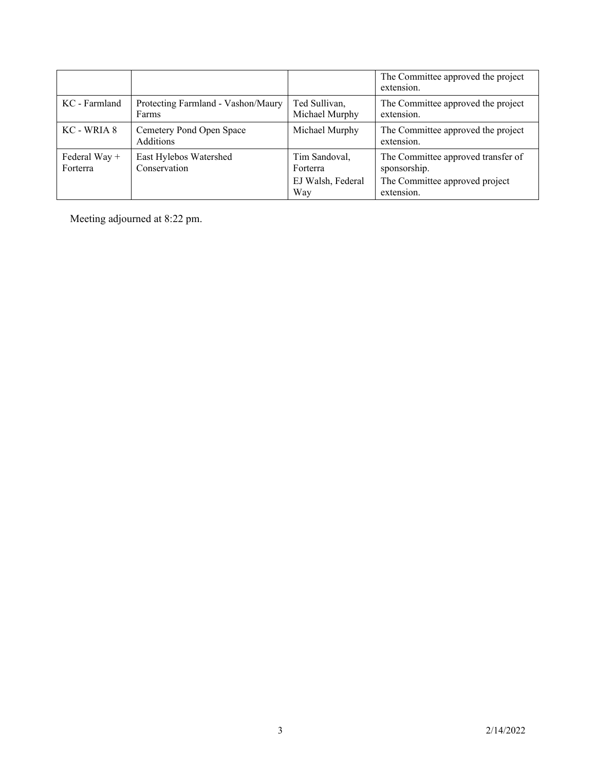| | | | |
|---|---|---|---|
| | | | The Committee approved the project extension. |
| KC - Farmland | Protecting Farmland - Vashon/Maury Farms | Ted Sullivan, Michael Murphy | The Committee approved the project extension. |
| KC - WRIA 8 | Cemetery Pond Open Space Additions | Michael Murphy | The Committee approved the project extension. |
| Federal Way + Forterra | East Hylebos Watershed Conservation | Tim Sandoval, Forterra<br>EJ Walsh, Federal Way | The Committee approved transfer of sponsorship.<br>The Committee approved project extension. |

Meeting adjourned at 8:22 pm.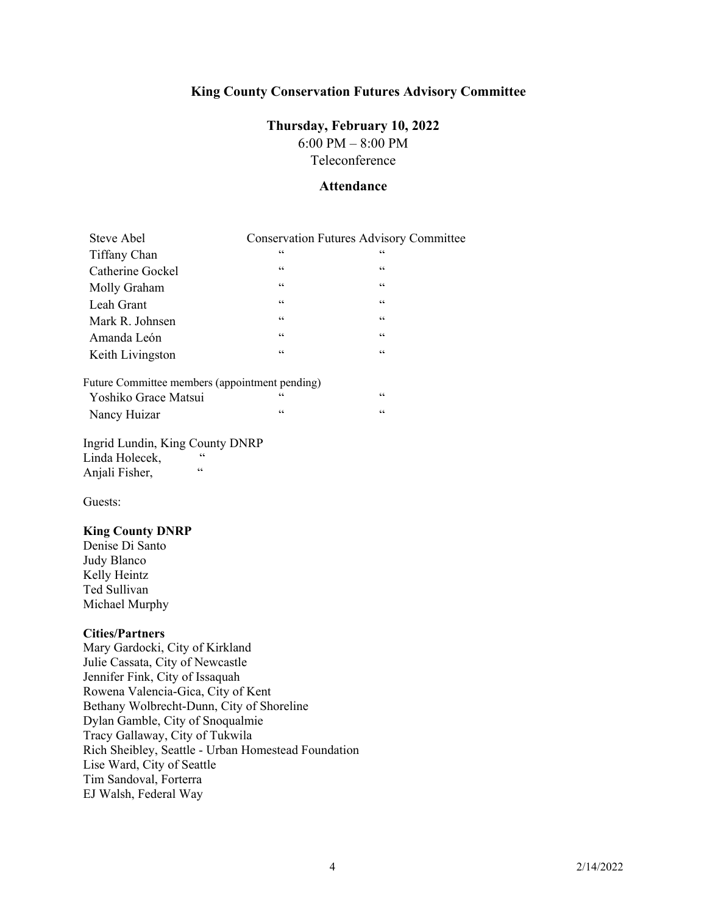**King County Conservation Futures Advisory Committee**

**Thursday, February 10, 2022**
6:00 PM – 8:00 PM
Teleconference

**Attendance**

| | | |
|---|---|---|
| Steve Abel | Conservation Futures Advisory Committee | |
| Tiffany Chan | " | " |
| Catherine Gockel | " | " |
| Molly Graham | " | " |
| Leah Grant | " | " |
| Mark R. Johnsen | " | " |
| Amanda León | " | " |
| Keith Livingston | " | " |

Future Committee members (appointment pending)

| | | |
|---|---|---|
| Yoshiko Grace Matsui | " | " |
| Nancy Huizar | " | " |

Ingrid Lundin, King County DNRP
Linda Holecek, "
Anjali Fisher, "

Guests:

**King County DNRP**
Denise Di Santo
Judy Blanco
Kelly Heintz
Ted Sullivan
Michael Murphy

**Cities/Partners**
Mary Gardocki, City of Kirkland
Julie Cassata, City of Newcastle
Jennifer Fink, City of Issaquah
Rowena Valencia-Gica, City of Kent
Bethany Wolbrecht-Dunn, City of Shoreline
Dylan Gamble, City of Snoqualmie
Tracy Gallaway, City of Tukwila
Rich Sheibley, Seattle - Urban Homestead Foundation
Lise Ward, City of Seattle
Tim Sandoval, Forterra
EJ Walsh, Federal Way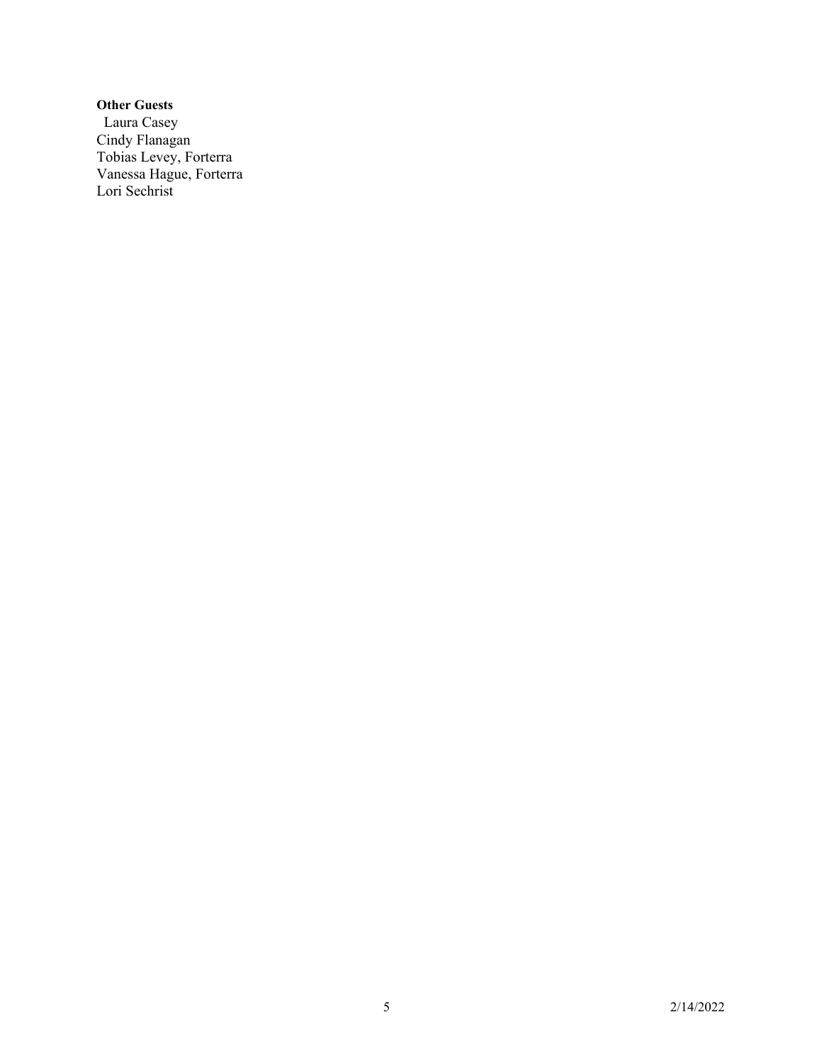**Other Guests**

Laura Casey
Cindy Flanagan
Tobias Levey, Forterra
Vanessa Hague, Forterra
Lori Sechrist